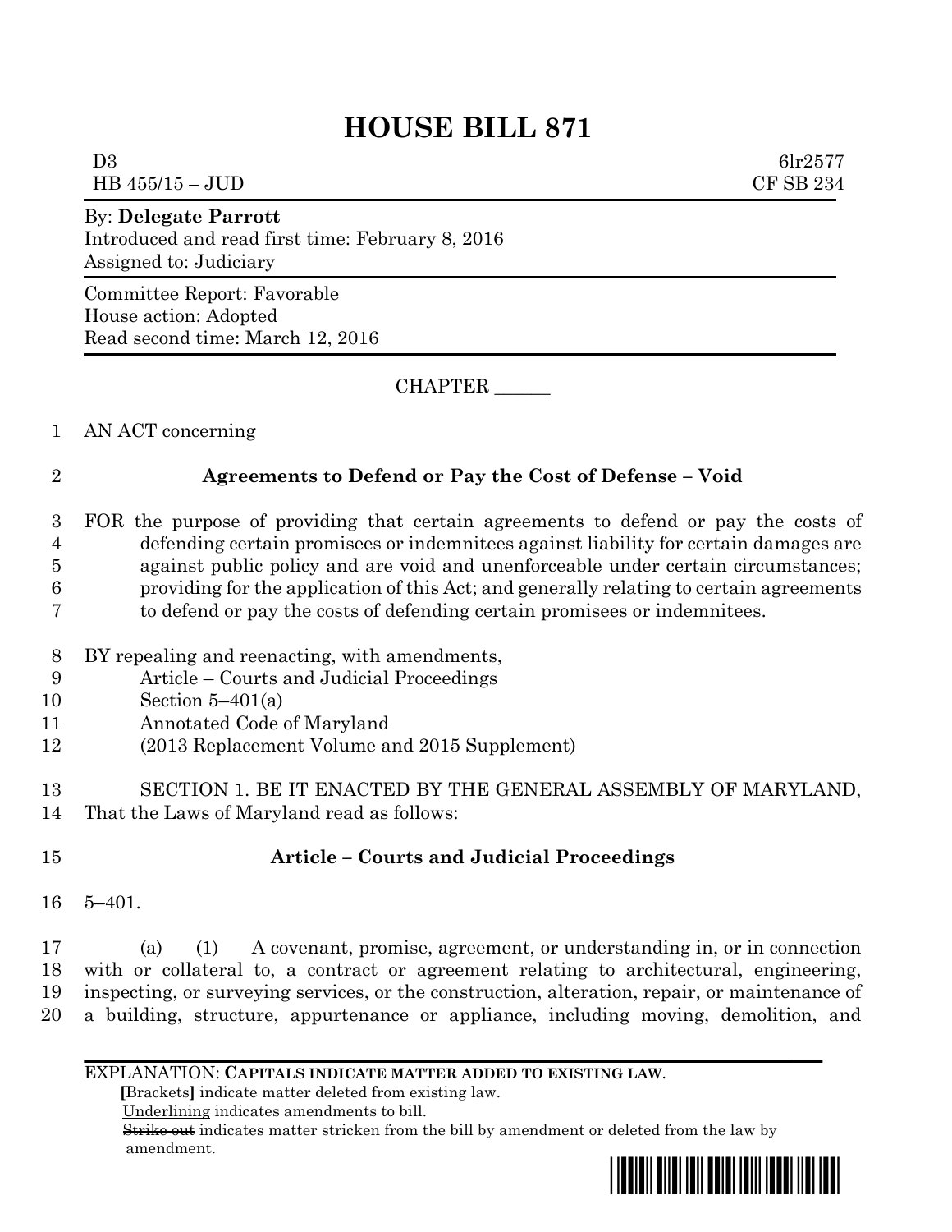# HOUSE BILL 871

D3 6lr2577
HB 455/15 – JUD CF SB 234

By: **Delegate Parrott**
Introduced and read first time: February 8, 2016
Assigned to: Judiciary

Committee Report: Favorable
House action: Adopted
Read second time: March 12, 2016

CHAPTER ______

AN ACT concerning

**Agreements to Defend or Pay the Cost of Defense – Void**

FOR the purpose of providing that certain agreements to defend or pay the costs of defending certain promisees or indemnitees against liability for certain damages are against public policy and are void and unenforceable under certain circumstances; providing for the application of this Act; and generally relating to certain agreements to defend or pay the costs of defending certain promisees or indemnitees.

BY repealing and reenacting, with amendments,
Article – Courts and Judicial Proceedings
Section 5–401(a)
Annotated Code of Maryland
(2013 Replacement Volume and 2015 Supplement)

SECTION 1. BE IT ENACTED BY THE GENERAL ASSEMBLY OF MARYLAND, That the Laws of Maryland read as follows:

**Article – Courts and Judicial Proceedings**

5–401.

(a) (1) A covenant, promise, agreement, or understanding in, or in connection with or collateral to, a contract or agreement relating to architectural, engineering, inspecting, or surveying services, or the construction, alteration, repair, or maintenance of a building, structure, appurtenance or appliance, including moving, demolition, and

EXPLANATION: **CAPITALS INDICATE MATTER ADDED TO EXISTING LAW.**
**[**Brackets**]** indicate matter deleted from existing law.
Underlining indicates amendments to bill.
~~Strike out~~ indicates matter stricken from the bill by amendment or deleted from the law by amendment.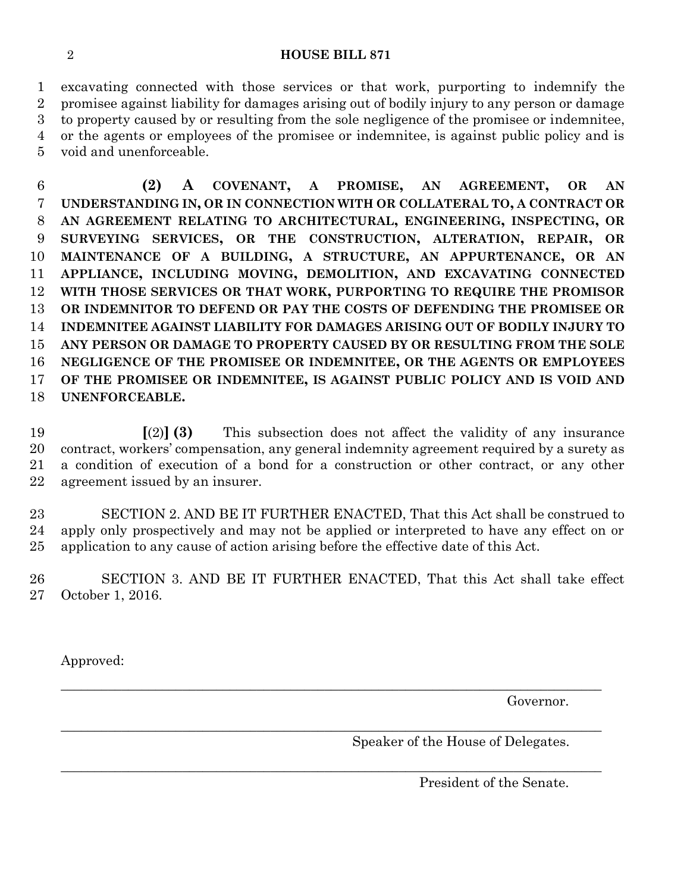excavating connected with those services or that work, purporting to indemnify the promisee against liability for damages arising out of bodily injury to any person or damage to property caused by or resulting from the sole negligence of the promisee or indemnitee, or the agents or employees of the promisee or indemnitee, is against public policy and is void and unenforceable.

**(2) A COVENANT, A PROMISE, AN AGREEMENT, OR AN UNDERSTANDING IN, OR IN CONNECTION WITH OR COLLATERAL TO, A CONTRACT OR AN AGREEMENT RELATING TO ARCHITECTURAL, ENGINEERING, INSPECTING, OR SURVEYING SERVICES, OR THE CONSTRUCTION, ALTERATION, REPAIR, OR MAINTENANCE OF A BUILDING, A STRUCTURE, AN APPURTENANCE, OR AN APPLIANCE, INCLUDING MOVING, DEMOLITION, AND EXCAVATING CONNECTED WITH THOSE SERVICES OR THAT WORK, PURPORTING TO REQUIRE THE PROMISOR OR INDEMNITOR TO DEFEND OR PAY THE COSTS OF DEFENDING THE PROMISEE OR INDEMNITEE AGAINST LIABILITY FOR DAMAGES ARISING OUT OF BODILY INJURY TO ANY PERSON OR DAMAGE TO PROPERTY CAUSED BY OR RESULTING FROM THE SOLE NEGLIGENCE OF THE PROMISEE OR INDEMNITEE, OR THE AGENTS OR EMPLOYEES OF THE PROMISEE OR INDEMNITEE, IS AGAINST PUBLIC POLICY AND IS VOID AND UNENFORCEABLE.**

**[**(2)**] (3)** This subsection does not affect the validity of any insurance contract, workers' compensation, any general indemnity agreement required by a surety as a condition of execution of a bond for a construction or other contract, or any other agreement issued by an insurer.

SECTION 2. AND BE IT FURTHER ENACTED, That this Act shall be construed to apply only prospectively and may not be applied or interpreted to have any effect on or application to any cause of action arising before the effective date of this Act.

SECTION 3. AND BE IT FURTHER ENACTED, That this Act shall take effect October 1, 2016.

Approved:

\_\_\_\_\_\_\_\_\_\_\_\_\_\_\_\_\_\_\_\_\_\_\_\_\_\_\_\_\_\_\_\_\_\_\_\_\_\_\_\_\_\_\_\_\_\_\_\_\_\_\_\_\_\_\_\_\_\_\_\_\_\_\_\_\_\_

Governor.

\_\_\_\_\_\_\_\_\_\_\_\_\_\_\_\_\_\_\_\_\_\_\_\_\_\_\_\_\_\_\_\_\_\_\_\_\_\_\_\_\_\_\_\_\_\_\_\_\_\_\_\_\_\_\_\_\_\_\_\_\_\_\_\_\_\_

Speaker of the House of Delegates.

\_\_\_\_\_\_\_\_\_\_\_\_\_\_\_\_\_\_\_\_\_\_\_\_\_\_\_\_\_\_\_\_\_\_\_\_\_\_\_\_\_\_\_\_\_\_\_\_\_\_\_\_\_\_\_\_\_\_\_\_\_\_\_\_\_\_

President of the Senate.